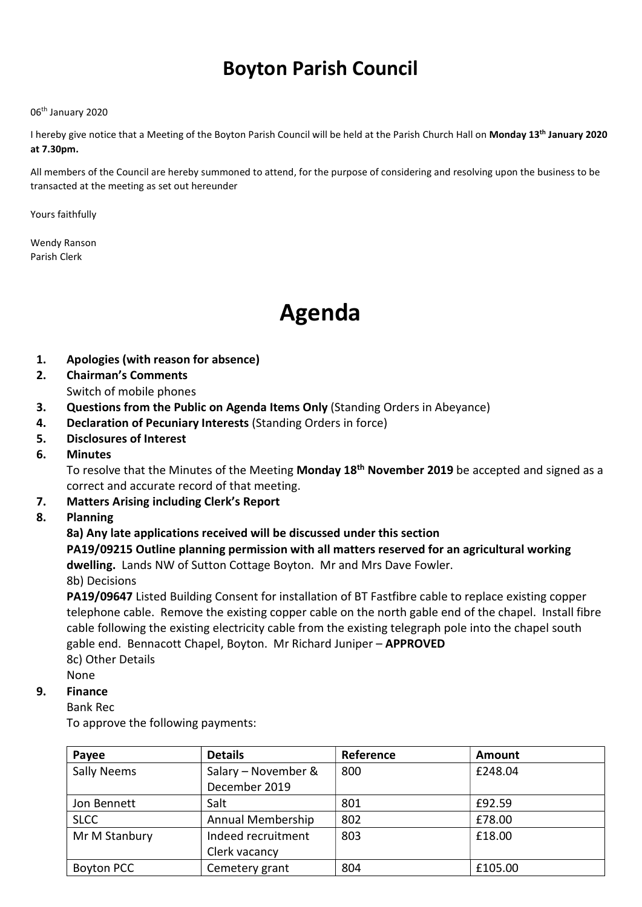# Boyton Parish Council

06th January 2020

I hereby give notice that a Meeting of the Boyton Parish Council will be held at the Parish Church Hall on **Monday 13th January 2020 at 7.30pm.**

All members of the Council are hereby summoned to attend, for the purpose of considering and resolving upon the business to be transacted at the meeting as set out hereunder

Yours faithfully

Wendy Ranson
Parish Clerk

# Agenda

1. **Apologies (with reason for absence)**
2. **Chairman's Comments**
   Switch of mobile phones
3. **Questions from the Public on Agenda Items Only** (Standing Orders in Abeyance)
4. **Declaration of Pecuniary Interests** (Standing Orders in force)
5. **Disclosures of Interest**
6. **Minutes**
   To resolve that the Minutes of the Meeting **Monday 18th November 2019** be accepted and signed as a correct and accurate record of that meeting.
7. **Matters Arising including Clerk's Report**
8. **Planning**
   **8a) Any late applications received will be discussed under this section**
   **PA19/09215 Outline planning permission with all matters reserved for an agricultural working dwelling.** Lands NW of Sutton Cottage Boyton. Mr and Mrs Dave Fowler.
   8b) Decisions
   **PA19/09647** Listed Building Consent for installation of BT Fastfibre cable to replace existing copper telephone cable. Remove the existing copper cable on the north gable end of the chapel. Install fibre cable following the existing electricity cable from the existing telegraph pole into the chapel south gable end. Bennacott Chapel, Boyton. Mr Richard Juniper – **APPROVED**
   8c) Other Details
   None
9. **Finance**
   Bank Rec
   To approve the following payments:

| Payee | Details | Reference | Amount |
|---|---|---|---|
| Sally Neems | Salary – November & December 2019 | 800 | £248.04 |
| Jon Bennett | Salt | 801 | £92.59 |
| SLCC | Annual Membership | 802 | £78.00 |
| Mr M Stanbury | Indeed recruitment Clerk vacancy | 803 | £18.00 |
| Boyton PCC | Cemetery grant | 804 | £105.00 |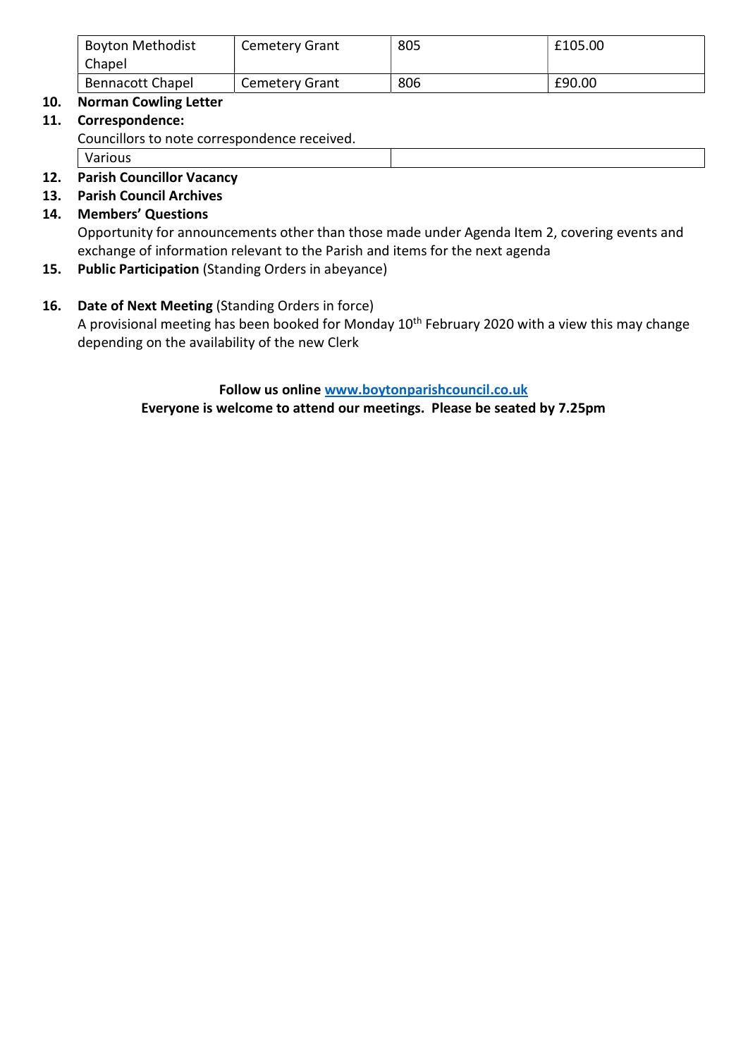| | | | |
|---|---|---|---|
| Boyton Methodist Chapel | Cemetery Grant | 805 | £105.00 |
| Bennacott Chapel | Cemetery Grant | 806 | £90.00 |

**10. Norman Cowling Letter**

**11. Correspondence:**

Councillors to note correspondence received.

| | |
|---|---|
| Various | |

**12. Parish Councillor Vacancy**

**13. Parish Council Archives**

**14. Members' Questions**

Opportunity for announcements other than those made under Agenda Item 2, covering events and exchange of information relevant to the Parish and items for the next agenda

**15. Public Participation** (Standing Orders in abeyance)

**16. Date of Next Meeting** (Standing Orders in force)

A provisional meeting has been booked for Monday 10th February 2020 with a view this may change depending on the availability of the new Clerk

**Follow us online [www.boytonparishcouncil.co.uk](http://www.boytonparishcouncil.co.uk)**

**Everyone is welcome to attend our meetings. Please be seated by 7.25pm**